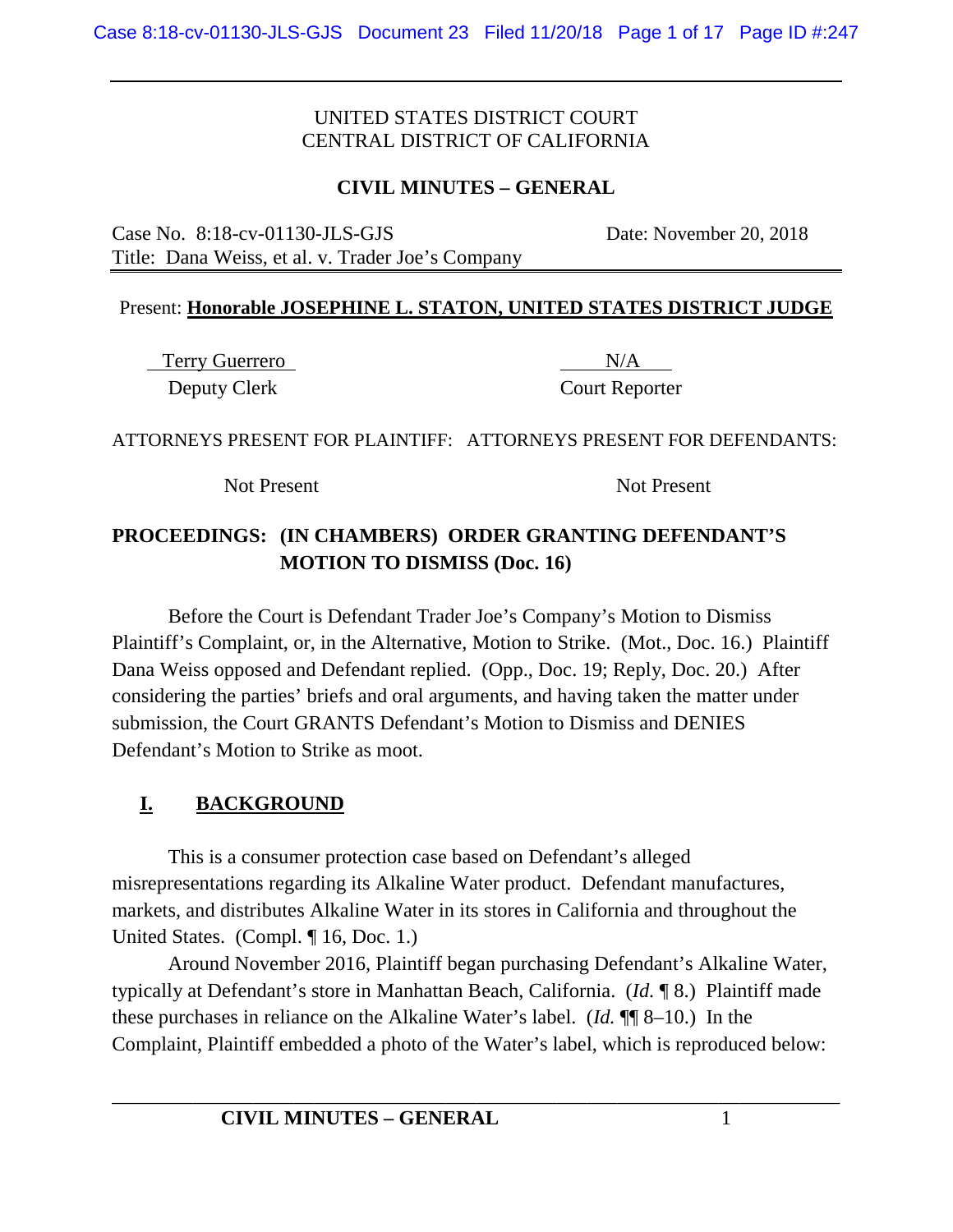UNITED STATES DISTRICT COURT
CENTRAL DISTRICT OF CALIFORNIA

**CIVIL MINUTES – GENERAL**

Case No. 8:18-cv-01130-JLS-GJS — Date: November 20, 2018
Title: Dana Weiss, et al. v. Trader Joe's Company

Present: **Honorable JOSEPHINE L. STATON, UNITED STATES DISTRICT JUDGE**

| Terry Guerrero | N/A |
|---|---|
| Deputy Clerk | Court Reporter |

| ATTORNEYS PRESENT FOR PLAINTIFF: | ATTORNEYS PRESENT FOR DEFENDANTS: |
|---|---|
| Not Present | Not Present |

**PROCEEDINGS: (IN CHAMBERS) ORDER GRANTING DEFENDANT'S MOTION TO DISMISS (Doc. 16)**

Before the Court is Defendant Trader Joe's Company's Motion to Dismiss Plaintiff's Complaint, or, in the Alternative, Motion to Strike. (Mot., Doc. 16.) Plaintiff Dana Weiss opposed and Defendant replied. (Opp., Doc. 19; Reply, Doc. 20.) After considering the parties' briefs and oral arguments, and having taken the matter under submission, the Court GRANTS Defendant's Motion to Dismiss and DENIES Defendant's Motion to Strike as moot.

## I. BACKGROUND

This is a consumer protection case based on Defendant's alleged misrepresentations regarding its Alkaline Water product. Defendant manufactures, markets, and distributes Alkaline Water in its stores in California and throughout the United States. (Compl. ¶ 16, Doc. 1.)

Around November 2016, Plaintiff began purchasing Defendant's Alkaline Water, typically at Defendant's store in Manhattan Beach, California. (*Id.* ¶ 8.) Plaintiff made these purchases in reliance on the Alkaline Water's label. (*Id.* ¶¶ 8–10.) In the Complaint, Plaintiff embedded a photo of the Water's label, which is reproduced below: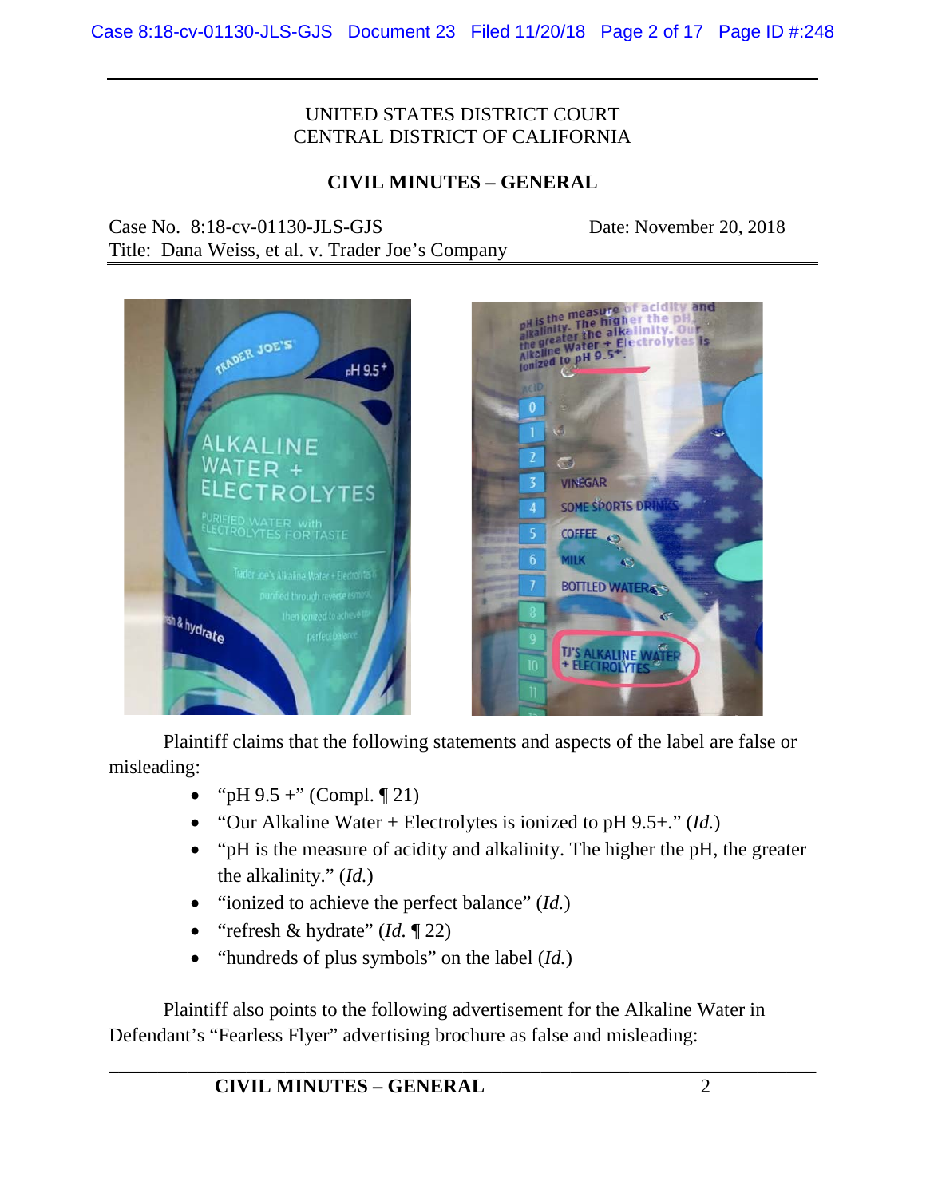UNITED STATES DISTRICT COURT
CENTRAL DISTRICT OF CALIFORNIA

**CIVIL MINUTES – GENERAL**

Case No. 8:18-cv-01130-JLS-GJS Date: November 20, 2018
Title: Dana Weiss, et al. v. Trader Joe's Company

Plaintiff claims that the following statements and aspects of the label are false or misleading:

- "pH 9.5 +" (Compl. ¶ 21)
- "Our Alkaline Water + Electrolytes is ionized to pH 9.5+." (*Id.*)
- "pH is the measure of acidity and alkalinity. The higher the pH, the greater the alkalinity." (*Id.*)
- "ionized to achieve the perfect balance" (*Id.*)
- "refresh & hydrate" (*Id.* ¶ 22)
- "hundreds of plus symbols" on the label (*Id.*)

Plaintiff also points to the following advertisement for the Alkaline Water in Defendant's "Fearless Flyer" advertising brochure as false and misleading: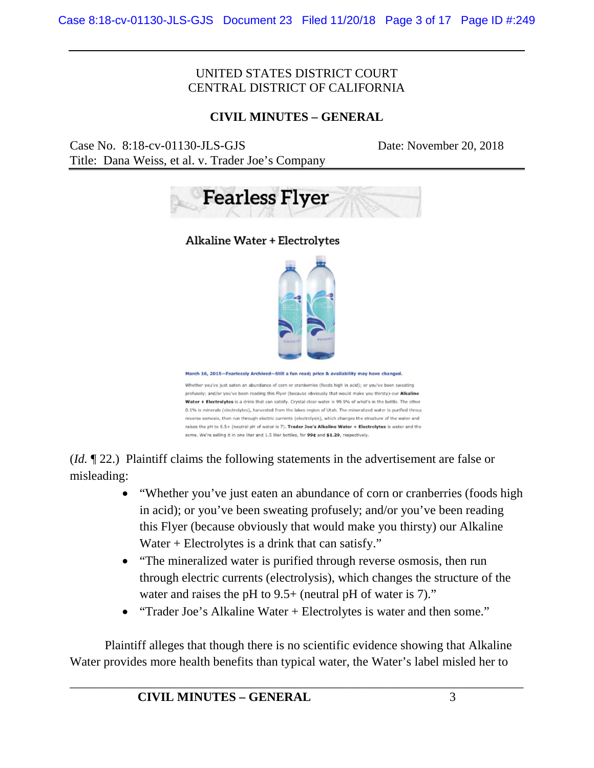UNITED STATES DISTRICT COURT
CENTRAL DISTRICT OF CALIFORNIA

**CIVIL MINUTES – GENERAL**

Case No. 8:18-cv-01130-JLS-GJS Date: November 20, 2018
Title: Dana Weiss, et al. v. Trader Joe's Company

**Fearless Flyer**

Alkaline Water + Electrolytes

**March 16, 2015—Fearlessly Archived—Still a fun read; price & availability may have changed.**

Whether you've just eaten an abundance of corn or cranberries (foods high in acid); or you've been sweating profusely; and/or you've been reading this Flyer (because obviously that would make you thirsty)-our **Alkaline Water + Electrolytes** is a drink that can satisfy. Crystal clear water is 99.9% of what's in the bottle. The other 0.1% is minerals (electrolytes), harvested from the lakes region of Utah. The mineralized water is purified throu reverse osmosis, then run through electric currents (electrolysis), which changes the structure of the water and raises the pH to 9.5+ (neutral pH of water is 7). **Trader Joe's Alkaline Water + Electrolytes** is water and the some. We're selling it in one liter and 1.5 liter bottles, for **99¢** and **$1.29**, respectively.

(*Id.* ¶ 22.) Plaintiff claims the following statements in the advertisement are false or misleading:

- "Whether you've just eaten an abundance of corn or cranberries (foods high in acid); or you've been sweating profusely; and/or you've been reading this Flyer (because obviously that would make you thirsty) our Alkaline Water + Electrolytes is a drink that can satisfy."
- "The mineralized water is purified through reverse osmosis, then run through electric currents (electrolysis), which changes the structure of the water and raises the pH to 9.5+ (neutral pH of water is 7)."
- "Trader Joe's Alkaline Water + Electrolytes is water and then some."

Plaintiff alleges that though there is no scientific evidence showing that Alkaline Water provides more health benefits than typical water, the Water's label misled her to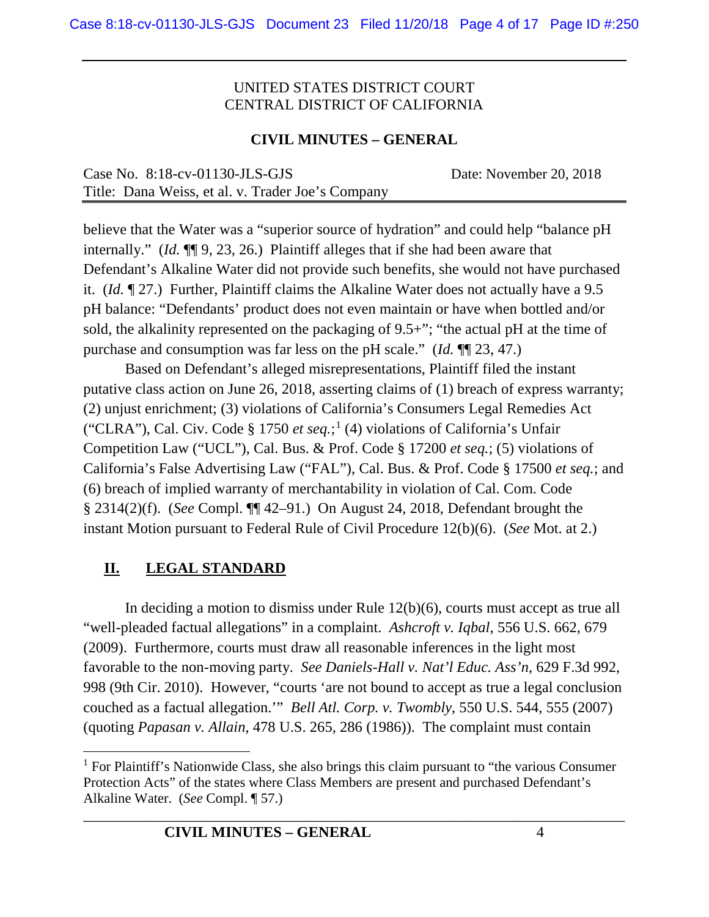believe that the Water was a "superior source of hydration" and could help "balance pH internally." (*Id.* ¶¶ 9, 23, 26.) Plaintiff alleges that if she had been aware that Defendant's Alkaline Water did not provide such benefits, she would not have purchased it. (*Id.* ¶ 27.) Further, Plaintiff claims the Alkaline Water does not actually have a 9.5 pH balance: "Defendants' product does not even maintain or have when bottled and/or sold, the alkalinity represented on the packaging of 9.5+"; "the actual pH at the time of purchase and consumption was far less on the pH scale." (*Id.* ¶¶ 23, 47.)

Based on Defendant's alleged misrepresentations, Plaintiff filed the instant putative class action on June 26, 2018, asserting claims of (1) breach of express warranty; (2) unjust enrichment; (3) violations of California's Consumers Legal Remedies Act ("CLRA"), Cal. Civ. Code § 1750 *et seq.*;[1] (4) violations of California's Unfair Competition Law ("UCL"), Cal. Bus. & Prof. Code § 17200 *et seq.*; (5) violations of California's False Advertising Law ("FAL"), Cal. Bus. & Prof. Code § 17500 *et seq.*; and (6) breach of implied warranty of merchantability in violation of Cal. Com. Code § 2314(2)(f). (*See* Compl. ¶¶ 42–91.) On August 24, 2018, Defendant brought the instant Motion pursuant to Federal Rule of Civil Procedure 12(b)(6). (*See* Mot. at 2.)

## II. LEGAL STANDARD

In deciding a motion to dismiss under Rule 12(b)(6), courts must accept as true all "well-pleaded factual allegations" in a complaint. *Ashcroft v. Iqbal*, 556 U.S. 662, 679 (2009). Furthermore, courts must draw all reasonable inferences in the light most favorable to the non-moving party. *See Daniels-Hall v. Nat'l Educ. Ass'n*, 629 F.3d 992, 998 (9th Cir. 2010). However, "courts 'are not bound to accept as true a legal conclusion couched as a factual allegation.'" *Bell Atl. Corp. v. Twombly*, 550 U.S. 544, 555 (2007) (quoting *Papasan v. Allain*, 478 U.S. 265, 286 (1986)). The complaint must contain

---

[1] For Plaintiff's Nationwide Class, she also brings this claim pursuant to "the various Consumer Protection Acts" of the states where Class Members are present and purchased Defendant's Alkaline Water. (*See* Compl. ¶ 57.)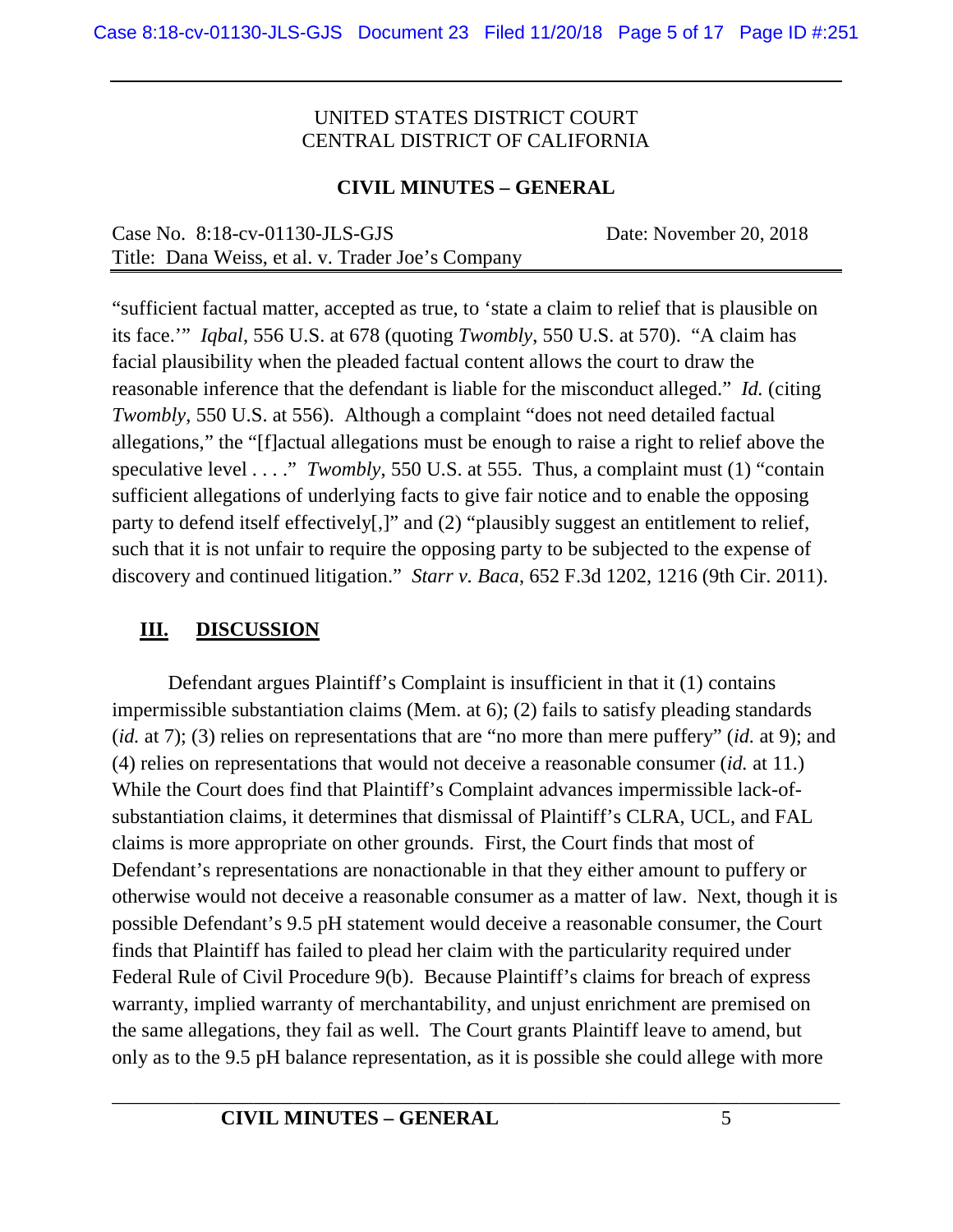"sufficient factual matter, accepted as true, to 'state a claim to relief that is plausible on its face.'" *Iqbal*, 556 U.S. at 678 (quoting *Twombly*, 550 U.S. at 570). "A claim has facial plausibility when the pleaded factual content allows the court to draw the reasonable inference that the defendant is liable for the misconduct alleged." *Id.* (citing *Twombly*, 550 U.S. at 556). Although a complaint "does not need detailed factual allegations," the "[f]actual allegations must be enough to raise a right to relief above the speculative level . . . ." *Twombly*, 550 U.S. at 555. Thus, a complaint must (1) "contain sufficient allegations of underlying facts to give fair notice and to enable the opposing party to defend itself effectively[,]" and (2) "plausibly suggest an entitlement to relief, such that it is not unfair to require the opposing party to be subjected to the expense of discovery and continued litigation." *Starr v. Baca*, 652 F.3d 1202, 1216 (9th Cir. 2011).

## III. DISCUSSION

Defendant argues Plaintiff's Complaint is insufficient in that it (1) contains impermissible substantiation claims (Mem. at 6); (2) fails to satisfy pleading standards (*id.* at 7); (3) relies on representations that are "no more than mere puffery" (*id.* at 9); and (4) relies on representations that would not deceive a reasonable consumer (*id.* at 11.) While the Court does find that Plaintiff's Complaint advances impermissible lack-of-substantiation claims, it determines that dismissal of Plaintiff's CLRA, UCL, and FAL claims is more appropriate on other grounds. First, the Court finds that most of Defendant's representations are nonactionable in that they either amount to puffery or otherwise would not deceive a reasonable consumer as a matter of law. Next, though it is possible Defendant's 9.5 pH statement would deceive a reasonable consumer, the Court finds that Plaintiff has failed to plead her claim with the particularity required under Federal Rule of Civil Procedure 9(b). Because Plaintiff's claims for breach of express warranty, implied warranty of merchantability, and unjust enrichment are premised on the same allegations, they fail as well. The Court grants Plaintiff leave to amend, but only as to the 9.5 pH balance representation, as it is possible she could allege with more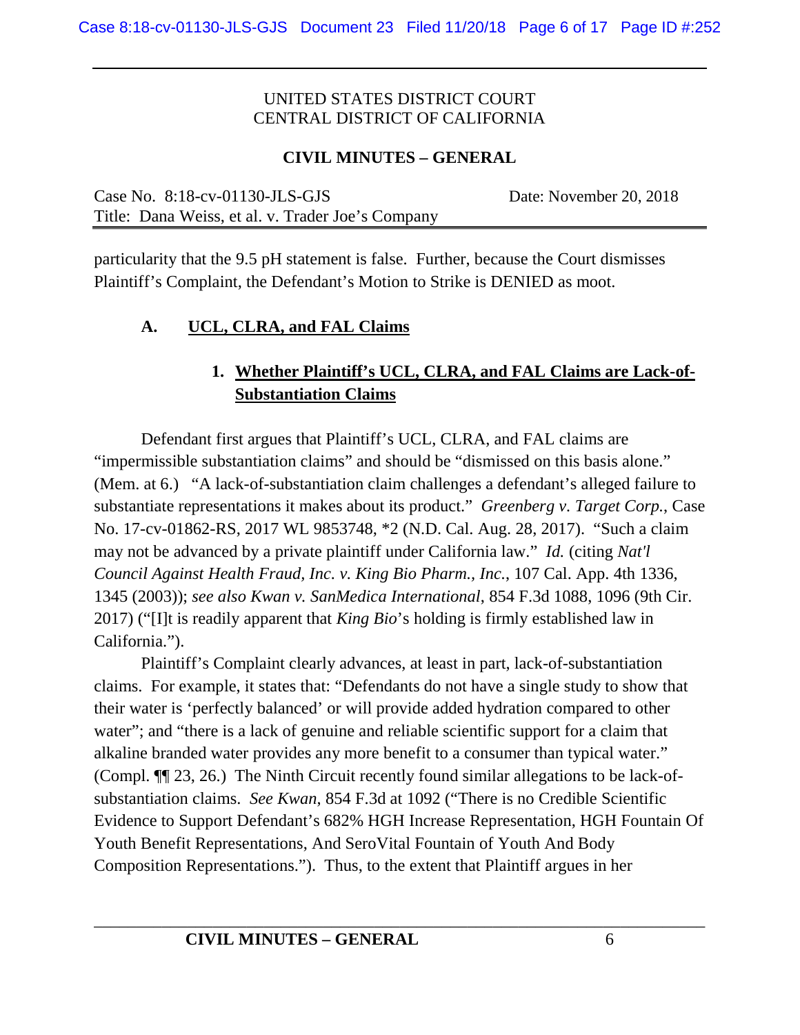UNITED STATES DISTRICT COURT
CENTRAL DISTRICT OF CALIFORNIA

**CIVIL MINUTES – GENERAL**

Case No. 8:18-cv-01130-JLS-GJS Date: November 20, 2018
Title: Dana Weiss, et al. v. Trader Joe's Company

particularity that the 9.5 pH statement is false. Further, because the Court dismisses Plaintiff's Complaint, the Defendant's Motion to Strike is DENIED as moot.

### A. UCL, CLRA, and FAL Claims

#### 1. Whether Plaintiff's UCL, CLRA, and FAL Claims are Lack-of-Substantiation Claims

Defendant first argues that Plaintiff's UCL, CLRA, and FAL claims are "impermissible substantiation claims" and should be "dismissed on this basis alone." (Mem. at 6.) "A lack-of-substantiation claim challenges a defendant's alleged failure to substantiate representations it makes about its product." *Greenberg v. Target Corp.*, Case No. 17-cv-01862-RS, 2017 WL 9853748, *2 (N.D. Cal. Aug. 28, 2017). "Such a claim may not be advanced by a private plaintiff under California law." *Id.* (citing *Nat'l Council Against Health Fraud, Inc. v. King Bio Pharm., Inc.*, 107 Cal. App. 4th 1336, 1345 (2003)); *see also Kwan v. SanMedica International*, 854 F.3d 1088, 1096 (9th Cir. 2017) ("[I]t is readily apparent that *King Bio*'s holding is firmly established law in California.").

Plaintiff's Complaint clearly advances, at least in part, lack-of-substantiation claims. For example, it states that: "Defendants do not have a single study to show that their water is 'perfectly balanced' or will provide added hydration compared to other water"; and "there is a lack of genuine and reliable scientific support for a claim that alkaline branded water provides any more benefit to a consumer than typical water." (Compl. ¶¶ 23, 26.) The Ninth Circuit recently found similar allegations to be lack-of-substantiation claims. *See Kwan*, 854 F.3d at 1092 ("There is no Credible Scientific Evidence to Support Defendant's 682% HGH Increase Representation, HGH Fountain Of Youth Benefit Representations, And SeroVital Fountain of Youth And Body Composition Representations."). Thus, to the extent that Plaintiff argues in her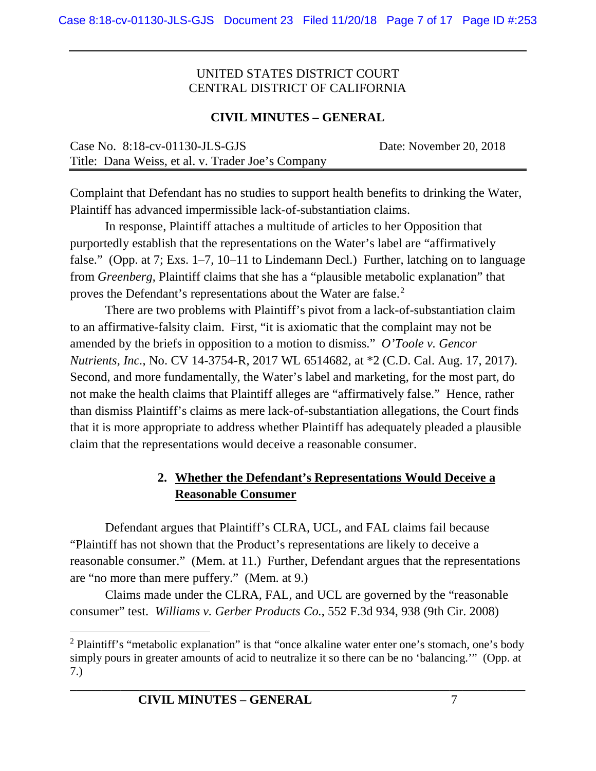Complaint that Defendant has no studies to support health benefits to drinking the Water, Plaintiff has advanced impermissible lack-of-substantiation claims.

In response, Plaintiff attaches a multitude of articles to her Opposition that purportedly establish that the representations on the Water's label are "affirmatively false." (Opp. at 7; Exs. 1–7, 10–11 to Lindemann Decl.) Further, latching on to language from *Greenberg*, Plaintiff claims that she has a "plausible metabolic explanation" that proves the Defendant's representations about the Water are false.[2]

There are two problems with Plaintiff's pivot from a lack-of-substantiation claim to an affirmative-falsity claim. First, "it is axiomatic that the complaint may not be amended by the briefs in opposition to a motion to dismiss." *O'Toole v. Gencor Nutrients, Inc.*, No. CV 14-3754-R, 2017 WL 6514682, at *2 (C.D. Cal. Aug. 17, 2017). Second, and more fundamentally, the Water's label and marketing, for the most part, do not make the health claims that Plaintiff alleges are "affirmatively false." Hence, rather than dismiss Plaintiff's claims as mere lack-of-substantiation allegations, the Court finds that it is more appropriate to address whether Plaintiff has adequately pleaded a plausible claim that the representations would deceive a reasonable consumer.

### 2. <u>Whether the Defendant's Representations Would Deceive a Reasonable Consumer</u>

Defendant argues that Plaintiff's CLRA, UCL, and FAL claims fail because "Plaintiff has not shown that the Product's representations are likely to deceive a reasonable consumer." (Mem. at 11.) Further, Defendant argues that the representations are "no more than mere puffery." (Mem. at 9.)

Claims made under the CLRA, FAL, and UCL are governed by the "reasonable consumer" test. *Williams v. Gerber Products Co.*, 552 F.3d 934, 938 (9th Cir. 2008)

---

[2] Plaintiff's "metabolic explanation" is that "once alkaline water enter one's stomach, one's body simply pours in greater amounts of acid to neutralize it so there can be no 'balancing.'" (Opp. at 7.)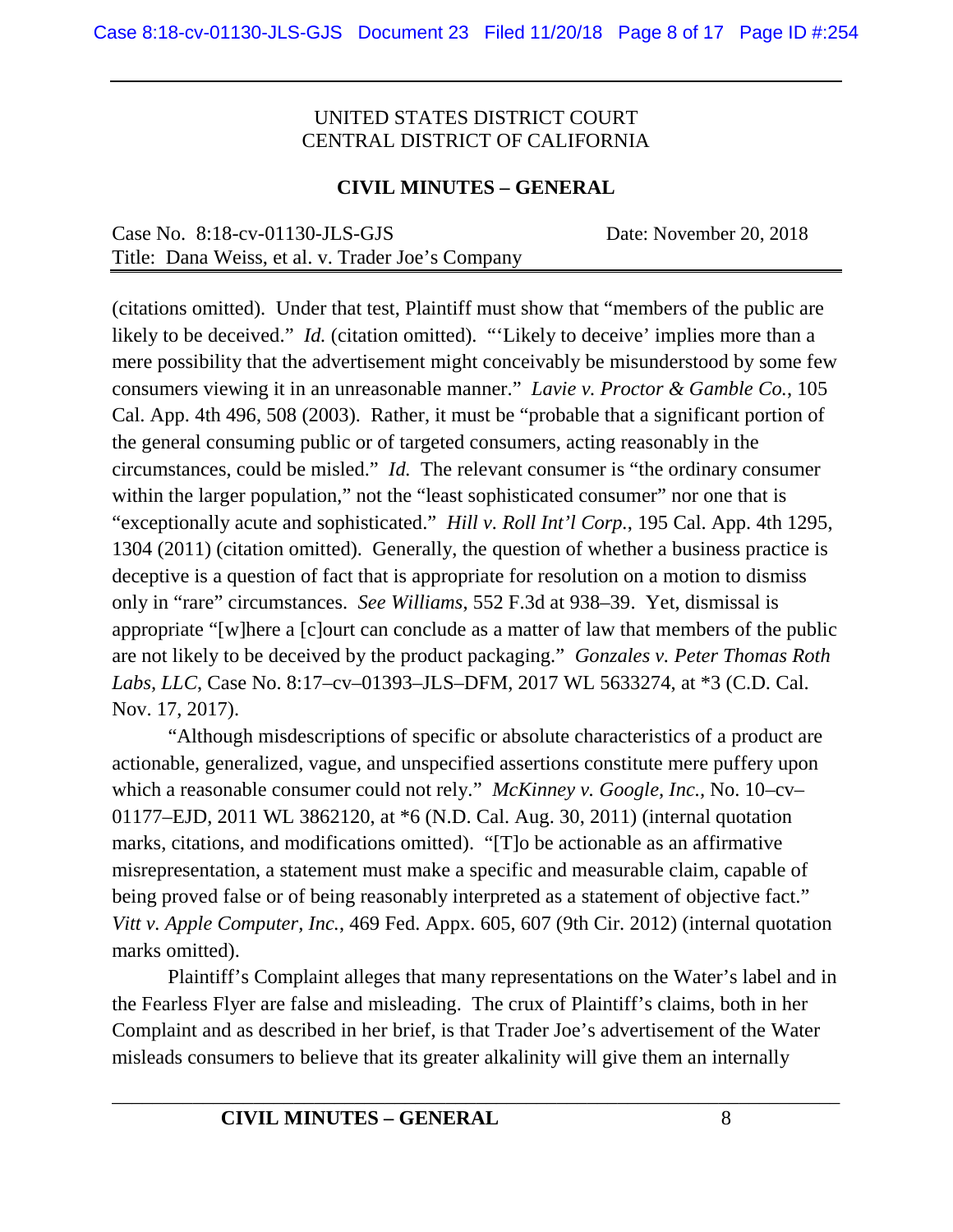(citations omitted). Under that test, Plaintiff must show that "members of the public are likely to be deceived." *Id.* (citation omitted). "'Likely to deceive' implies more than a mere possibility that the advertisement might conceivably be misunderstood by some few consumers viewing it in an unreasonable manner." *Lavie v. Proctor & Gamble Co.*, 105 Cal. App. 4th 496, 508 (2003). Rather, it must be "probable that a significant portion of the general consuming public or of targeted consumers, acting reasonably in the circumstances, could be misled." *Id.* The relevant consumer is "the ordinary consumer within the larger population," not the "least sophisticated consumer" nor one that is "exceptionally acute and sophisticated." *Hill v. Roll Int'l Corp.*, 195 Cal. App. 4th 1295, 1304 (2011) (citation omitted). Generally, the question of whether a business practice is deceptive is a question of fact that is appropriate for resolution on a motion to dismiss only in "rare" circumstances. *See Williams*, 552 F.3d at 938–39. Yet, dismissal is appropriate "[w]here a [c]ourt can conclude as a matter of law that members of the public are not likely to be deceived by the product packaging." *Gonzales v. Peter Thomas Roth Labs, LLC*, Case No. 8:17–cv–01393–JLS–DFM, 2017 WL 5633274, at *3 (C.D. Cal. Nov. 17, 2017).

"Although misdescriptions of specific or absolute characteristics of a product are actionable, generalized, vague, and unspecified assertions constitute mere puffery upon which a reasonable consumer could not rely." *McKinney v. Google, Inc.*, No. 10–cv–01177–EJD, 2011 WL 3862120, at *6 (N.D. Cal. Aug. 30, 2011) (internal quotation marks, citations, and modifications omitted). "[T]o be actionable as an affirmative misrepresentation, a statement must make a specific and measurable claim, capable of being proved false or of being reasonably interpreted as a statement of objective fact." *Vitt v. Apple Computer, Inc.*, 469 Fed. Appx. 605, 607 (9th Cir. 2012) (internal quotation marks omitted).

Plaintiff's Complaint alleges that many representations on the Water's label and in the Fearless Flyer are false and misleading. The crux of Plaintiff's claims, both in her Complaint and as described in her brief, is that Trader Joe's advertisement of the Water misleads consumers to believe that its greater alkalinity will give them an internally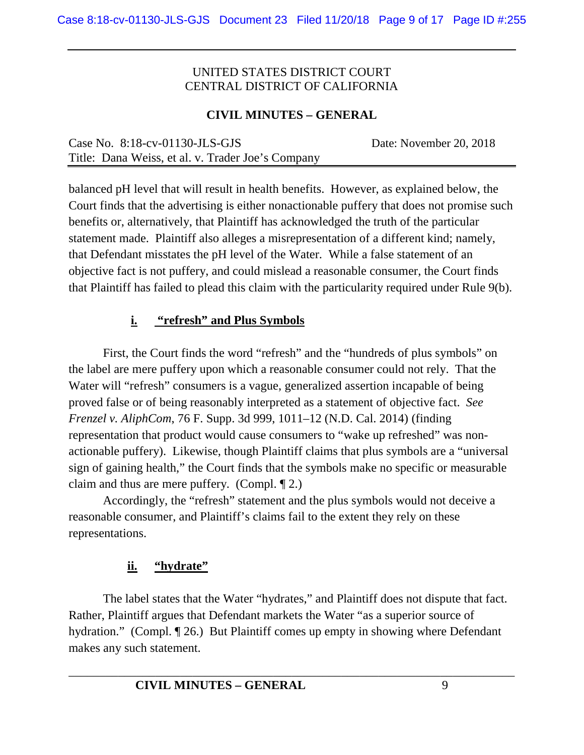balanced pH level that will result in health benefits. However, as explained below, the Court finds that the advertising is either nonactionable puffery that does not promise such benefits or, alternatively, that Plaintiff has acknowledged the truth of the particular statement made. Plaintiff also alleges a misrepresentation of a different kind; namely, that Defendant misstates the pH level of the Water. While a false statement of an objective fact is not puffery, and could mislead a reasonable consumer, the Court finds that Plaintiff has failed to plead this claim with the particularity required under Rule 9(b).

**i. "refresh" and Plus Symbols**

First, the Court finds the word "refresh" and the "hundreds of plus symbols" on the label are mere puffery upon which a reasonable consumer could not rely. That the Water will "refresh" consumers is a vague, generalized assertion incapable of being proved false or of being reasonably interpreted as a statement of objective fact. *See Frenzel v. AliphCom*, 76 F. Supp. 3d 999, 1011–12 (N.D. Cal. 2014) (finding representation that product would cause consumers to "wake up refreshed" was non-actionable puffery). Likewise, though Plaintiff claims that plus symbols are a "universal sign of gaining health," the Court finds that the symbols make no specific or measurable claim and thus are mere puffery. (Compl. ¶ 2.)

Accordingly, the "refresh" statement and the plus symbols would not deceive a reasonable consumer, and Plaintiff's claims fail to the extent they rely on these representations.

**ii. "hydrate"**

The label states that the Water "hydrates," and Plaintiff does not dispute that fact. Rather, Plaintiff argues that Defendant markets the Water "as a superior source of hydration." (Compl. ¶ 26.) But Plaintiff comes up empty in showing where Defendant makes any such statement.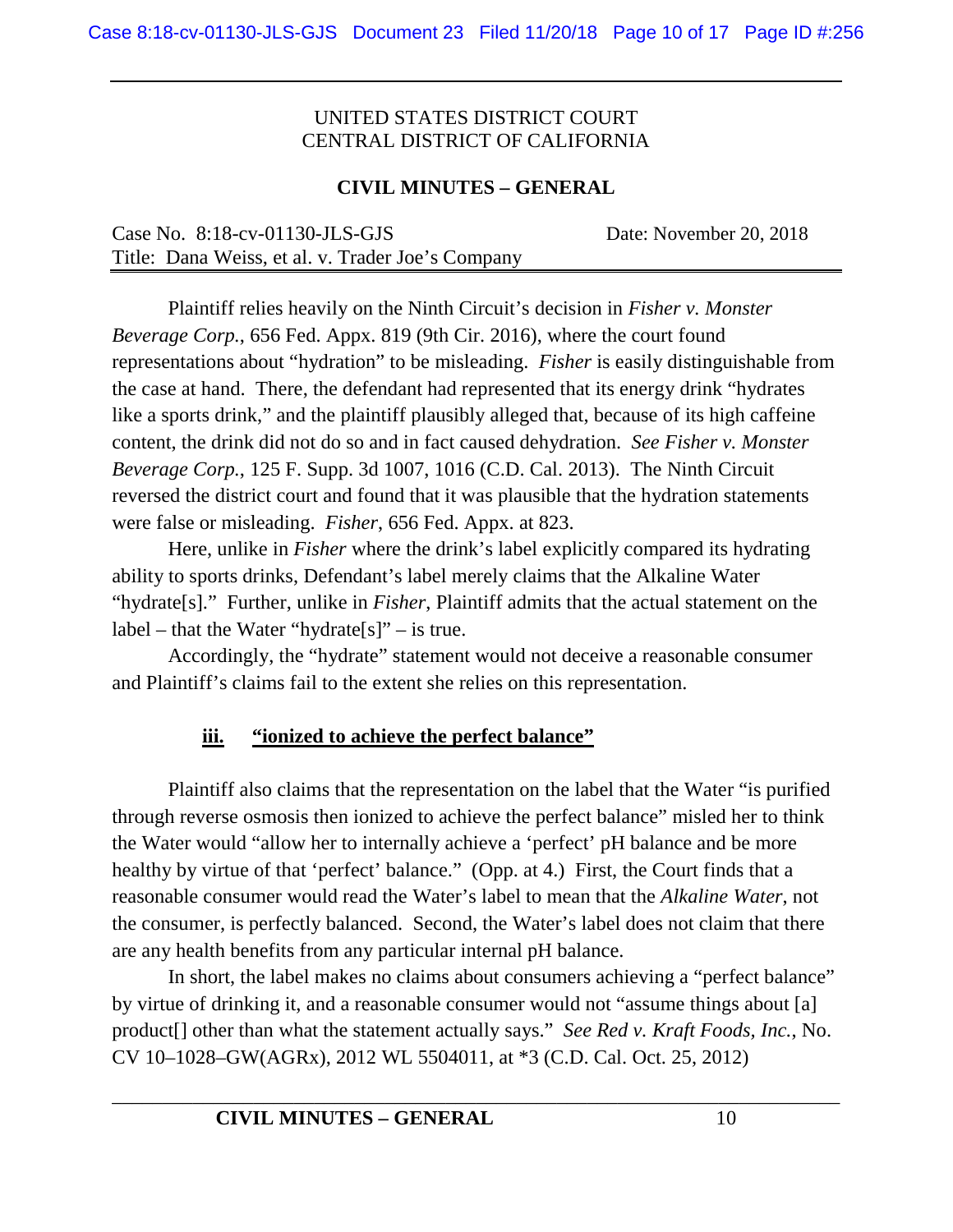UNITED STATES DISTRICT COURT
CENTRAL DISTRICT OF CALIFORNIA

**CIVIL MINUTES – GENERAL**

Case No. 8:18-cv-01130-JLS-GJS Date: November 20, 2018
Title: Dana Weiss, et al. v. Trader Joe's Company

Plaintiff relies heavily on the Ninth Circuit's decision in *Fisher v. Monster Beverage Corp.*, 656 Fed. Appx. 819 (9th Cir. 2016), where the court found representations about "hydration" to be misleading. *Fisher* is easily distinguishable from the case at hand. There, the defendant had represented that its energy drink "hydrates like a sports drink," and the plaintiff plausibly alleged that, because of its high caffeine content, the drink did not do so and in fact caused dehydration. *See Fisher v. Monster Beverage Corp.*, 125 F. Supp. 3d 1007, 1016 (C.D. Cal. 2013). The Ninth Circuit reversed the district court and found that it was plausible that the hydration statements were false or misleading. *Fisher*, 656 Fed. Appx. at 823.

Here, unlike in *Fisher* where the drink's label explicitly compared its hydrating ability to sports drinks, Defendant's label merely claims that the Alkaline Water "hydrate[s]." Further, unlike in *Fisher*, Plaintiff admits that the actual statement on the label – that the Water "hydrate[s]" – is true.

Accordingly, the "hydrate" statement would not deceive a reasonable consumer and Plaintiff's claims fail to the extent she relies on this representation.

### iii. "ionized to achieve the perfect balance"

Plaintiff also claims that the representation on the label that the Water "is purified through reverse osmosis then ionized to achieve the perfect balance" misled her to think the Water would "allow her to internally achieve a 'perfect' pH balance and be more healthy by virtue of that 'perfect' balance." (Opp. at 4.) First, the Court finds that a reasonable consumer would read the Water's label to mean that the *Alkaline Water*, not the consumer, is perfectly balanced. Second, the Water's label does not claim that there are any health benefits from any particular internal pH balance.

In short, the label makes no claims about consumers achieving a "perfect balance" by virtue of drinking it, and a reasonable consumer would not "assume things about [a] product[] other than what the statement actually says." *See Red v. Kraft Foods, Inc.*, No. CV 10–1028–GW(AGRx), 2012 WL 5504011, at *3 (C.D. Cal. Oct. 25, 2012)

**CIVIL MINUTES – GENERAL**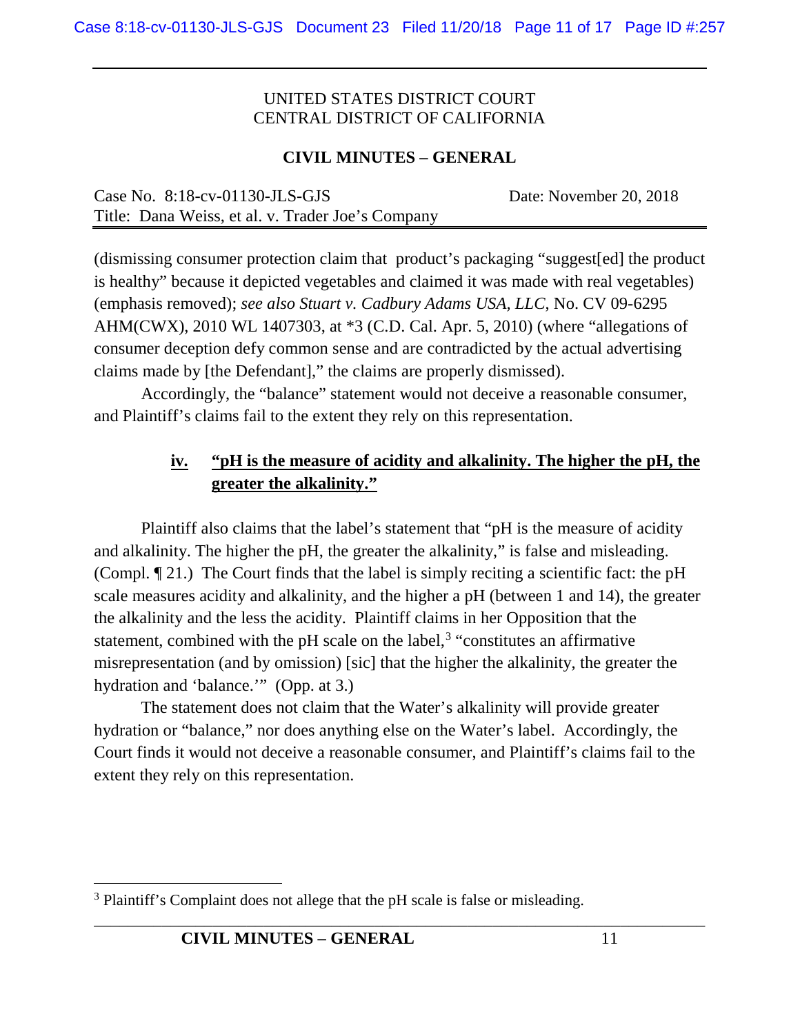UNITED STATES DISTRICT COURT
CENTRAL DISTRICT OF CALIFORNIA

**CIVIL MINUTES – GENERAL**

Case No. 8:18-cv-01130-JLS-GJS Date: November 20, 2018
Title: Dana Weiss, et al. v. Trader Joe's Company

(dismissing consumer protection claim that product's packaging "suggest[ed] the product is healthy" because it depicted vegetables and claimed it was made with real vegetables) (emphasis removed); *see also Stuart v. Cadbury Adams USA, LLC*, No. CV 09-6295 AHM(CWX), 2010 WL 1407303, at *3 (C.D. Cal. Apr. 5, 2010) (where "allegations of consumer deception defy common sense and are contradicted by the actual advertising claims made by [the Defendant]," the claims are properly dismissed).

Accordingly, the "balance" statement would not deceive a reasonable consumer, and Plaintiff's claims fail to the extent they rely on this representation.

### iv. "pH is the measure of acidity and alkalinity. The higher the pH, the greater the alkalinity."

Plaintiff also claims that the label's statement that "pH is the measure of acidity and alkalinity. The higher the pH, the greater the alkalinity," is false and misleading. (Compl. ¶ 21.) The Court finds that the label is simply reciting a scientific fact: the pH scale measures acidity and alkalinity, and the higher a pH (between 1 and 14), the greater the alkalinity and the less the acidity. Plaintiff claims in her Opposition that the statement, combined with the pH scale on the label,[3] "constitutes an affirmative misrepresentation (and by omission) [sic] that the higher the alkalinity, the greater the hydration and 'balance.'" (Opp. at 3.)

The statement does not claim that the Water's alkalinity will provide greater hydration or "balance," nor does anything else on the Water's label. Accordingly, the Court finds it would not deceive a reasonable consumer, and Plaintiff's claims fail to the extent they rely on this representation.

---

[3] Plaintiff's Complaint does not allege that the pH scale is false or misleading.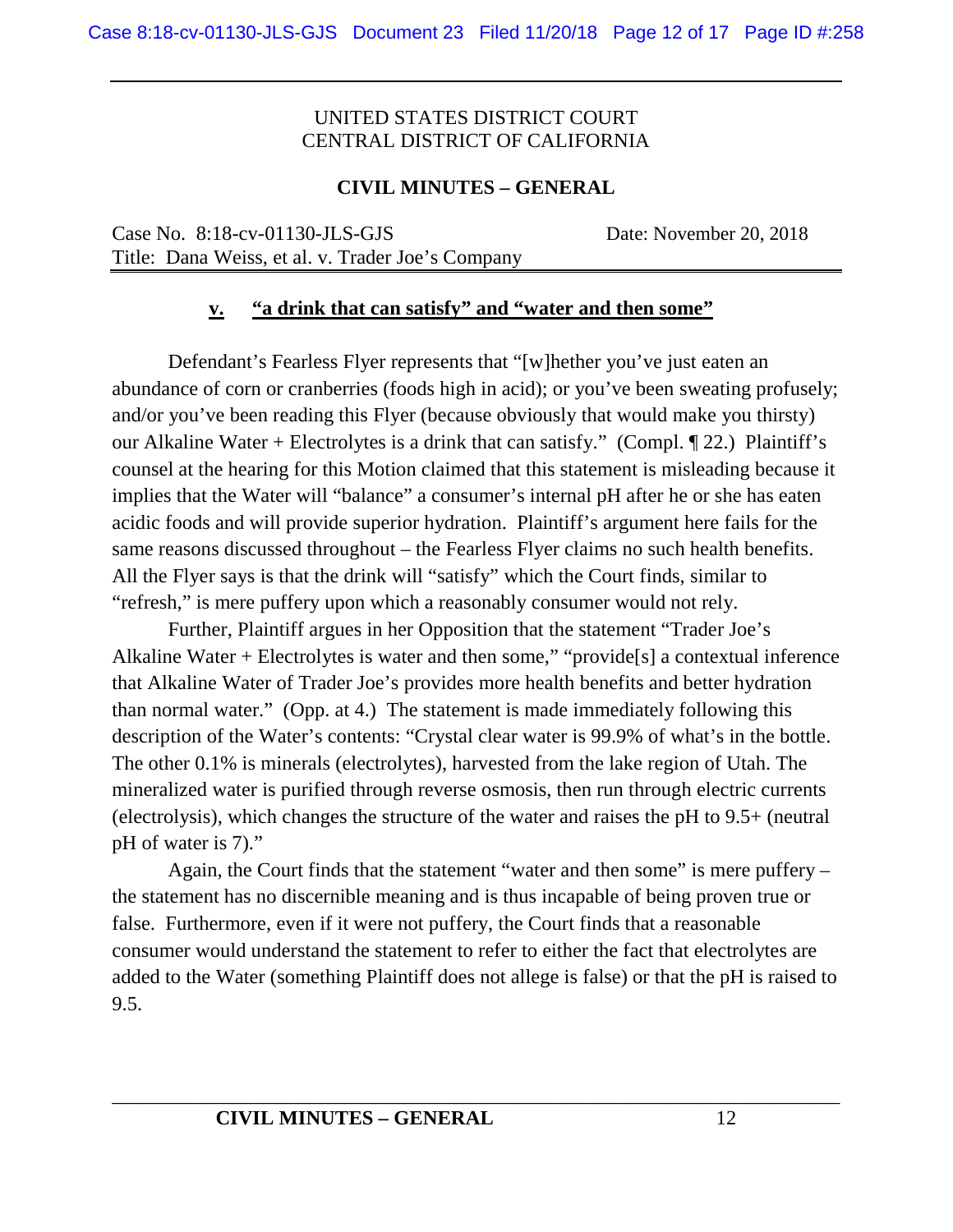UNITED STATES DISTRICT COURT
CENTRAL DISTRICT OF CALIFORNIA

**CIVIL MINUTES – GENERAL**

Case No. 8:18-cv-01130-JLS-GJS Date: November 20, 2018
Title: Dana Weiss, et al. v. Trader Joe's Company

### v. "a drink that can satisfy" and "water and then some"

Defendant's Fearless Flyer represents that "[w]hether you've just eaten an abundance of corn or cranberries (foods high in acid); or you've been sweating profusely; and/or you've been reading this Flyer (because obviously that would make you thirsty) our Alkaline Water + Electrolytes is a drink that can satisfy." (Compl. ¶ 22.) Plaintiff's counsel at the hearing for this Motion claimed that this statement is misleading because it implies that the Water will "balance" a consumer's internal pH after he or she has eaten acidic foods and will provide superior hydration. Plaintiff's argument here fails for the same reasons discussed throughout – the Fearless Flyer claims no such health benefits. All the Flyer says is that the drink will "satisfy" which the Court finds, similar to "refresh," is mere puffery upon which a reasonably consumer would not rely.

Further, Plaintiff argues in her Opposition that the statement "Trader Joe's Alkaline Water + Electrolytes is water and then some," "provide[s] a contextual inference that Alkaline Water of Trader Joe's provides more health benefits and better hydration than normal water." (Opp. at 4.) The statement is made immediately following this description of the Water's contents: "Crystal clear water is 99.9% of what's in the bottle. The other 0.1% is minerals (electrolytes), harvested from the lake region of Utah. The mineralized water is purified through reverse osmosis, then run through electric currents (electrolysis), which changes the structure of the water and raises the pH to 9.5+ (neutral pH of water is 7)."

Again, the Court finds that the statement "water and then some" is mere puffery – the statement has no discernible meaning and is thus incapable of being proven true or false. Furthermore, even if it were not puffery, the Court finds that a reasonable consumer would understand the statement to refer to either the fact that electrolytes are added to the Water (something Plaintiff does not allege is false) or that the pH is raised to 9.5.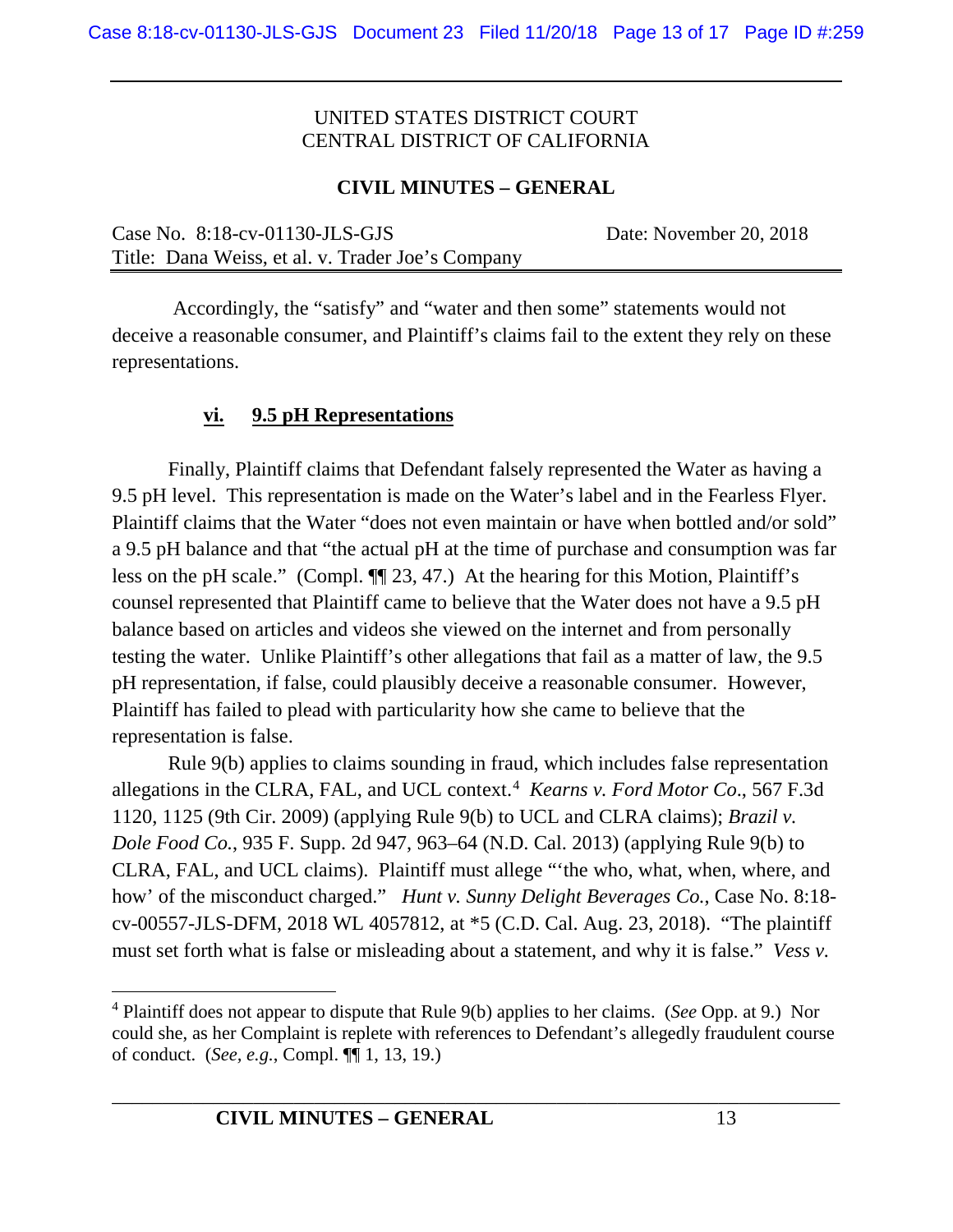Accordingly, the "satisfy" and "water and then some" statements would not deceive a reasonable consumer, and Plaintiff's claims fail to the extent they rely on these representations.

### **vi. 9.5 pH Representations**

Finally, Plaintiff claims that Defendant falsely represented the Water as having a 9.5 pH level. This representation is made on the Water's label and in the Fearless Flyer. Plaintiff claims that the Water "does not even maintain or have when bottled and/or sold" a 9.5 pH balance and that "the actual pH at the time of purchase and consumption was far less on the pH scale." (Compl. ¶¶ 23, 47.) At the hearing for this Motion, Plaintiff's counsel represented that Plaintiff came to believe that the Water does not have a 9.5 pH balance based on articles and videos she viewed on the internet and from personally testing the water. Unlike Plaintiff's other allegations that fail as a matter of law, the 9.5 pH representation, if false, could plausibly deceive a reasonable consumer. However, Plaintiff has failed to plead with particularity how she came to believe that the representation is false.

Rule 9(b) applies to claims sounding in fraud, which includes false representation allegations in the CLRA, FAL, and UCL context.[4] *Kearns v. Ford Motor Co*., 567 F.3d 1120, 1125 (9th Cir. 2009) (applying Rule 9(b) to UCL and CLRA claims); *Brazil v. Dole Food Co.*, 935 F. Supp. 2d 947, 963–64 (N.D. Cal. 2013) (applying Rule 9(b) to CLRA, FAL, and UCL claims). Plaintiff must allege "'the who, what, when, where, and how' of the misconduct charged." *Hunt v. Sunny Delight Beverages Co.*, Case No. 8:18-cv-00557-JLS-DFM, 2018 WL 4057812, at *5 (C.D. Cal. Aug. 23, 2018). "The plaintiff must set forth what is false or misleading about a statement, and why it is false." *Vess v.*

---

[4] Plaintiff does not appear to dispute that Rule 9(b) applies to her claims. (*See* Opp. at 9.) Nor could she, as her Complaint is replete with references to Defendant's allegedly fraudulent course of conduct. (*See, e.g.*, Compl. ¶¶ 1, 13, 19.)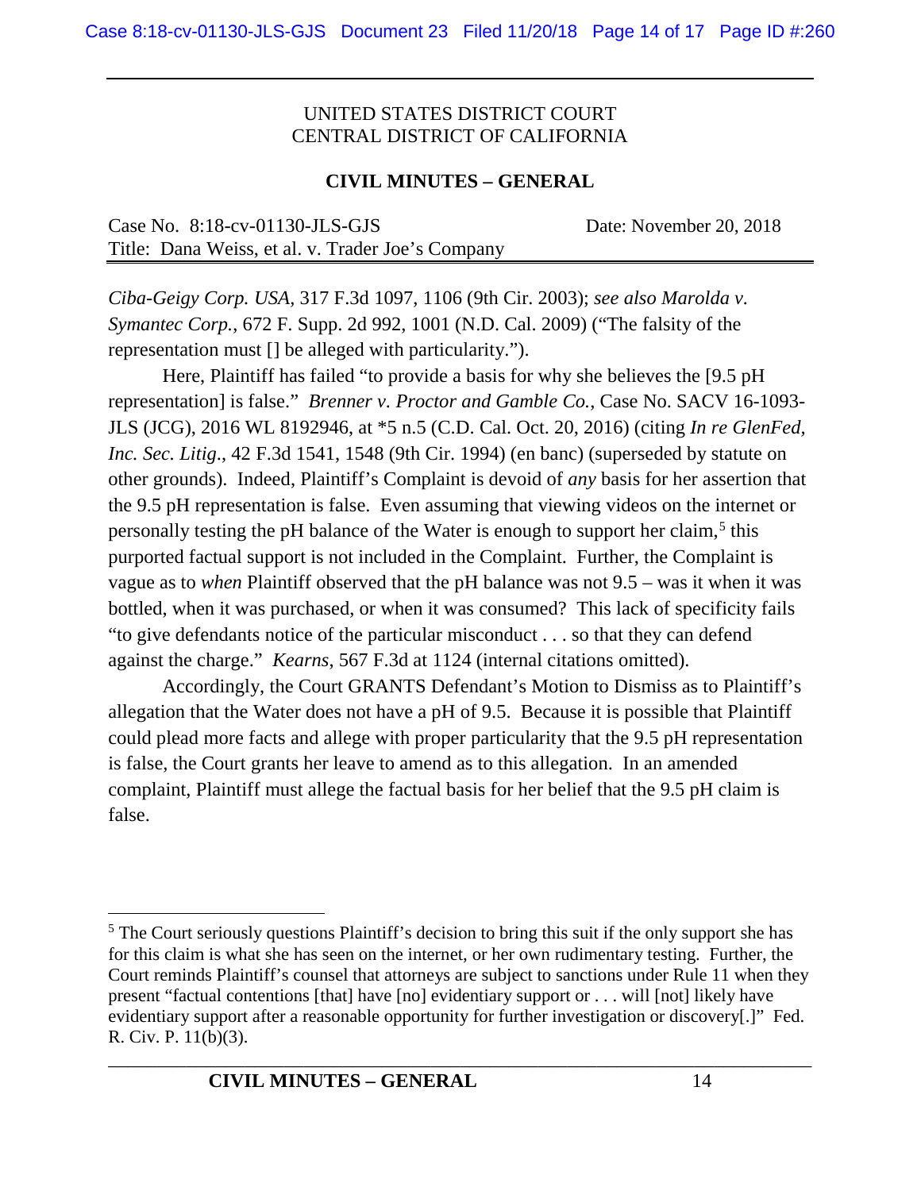*Ciba-Geigy Corp. USA*, 317 F.3d 1097, 1106 (9th Cir. 2003); *see also Marolda v. Symantec Corp.*, 672 F. Supp. 2d 992, 1001 (N.D. Cal. 2009) ("The falsity of the representation must [] be alleged with particularity.").

Here, Plaintiff has failed "to provide a basis for why she believes the [9.5 pH representation] is false." *Brenner v. Proctor and Gamble Co.*, Case No. SACV 16-1093-JLS (JCG), 2016 WL 8192946, at *5 n.5 (C.D. Cal. Oct. 20, 2016) (citing *In re GlenFed, Inc. Sec. Litig*., 42 F.3d 1541, 1548 (9th Cir. 1994) (en banc) (superseded by statute on other grounds). Indeed, Plaintiff's Complaint is devoid of *any* basis for her assertion that the 9.5 pH representation is false. Even assuming that viewing videos on the internet or personally testing the pH balance of the Water is enough to support her claim,[5] this purported factual support is not included in the Complaint. Further, the Complaint is vague as to *when* Plaintiff observed that the pH balance was not 9.5 – was it when it was bottled, when it was purchased, or when it was consumed? This lack of specificity fails "to give defendants notice of the particular misconduct . . . so that they can defend against the charge." *Kearns*, 567 F.3d at 1124 (internal citations omitted).

Accordingly, the Court GRANTS Defendant's Motion to Dismiss as to Plaintiff's allegation that the Water does not have a pH of 9.5. Because it is possible that Plaintiff could plead more facts and allege with proper particularity that the 9.5 pH representation is false, the Court grants her leave to amend as to this allegation. In an amended complaint, Plaintiff must allege the factual basis for her belief that the 9.5 pH claim is false.

---

[5] The Court seriously questions Plaintiff's decision to bring this suit if the only support she has for this claim is what she has seen on the internet, or her own rudimentary testing. Further, the Court reminds Plaintiff's counsel that attorneys are subject to sanctions under Rule 11 when they present "factual contentions [that] have [no] evidentiary support or . . . will [not] likely have evidentiary support after a reasonable opportunity for further investigation or discovery[.]" Fed. R. Civ. P. 11(b)(3).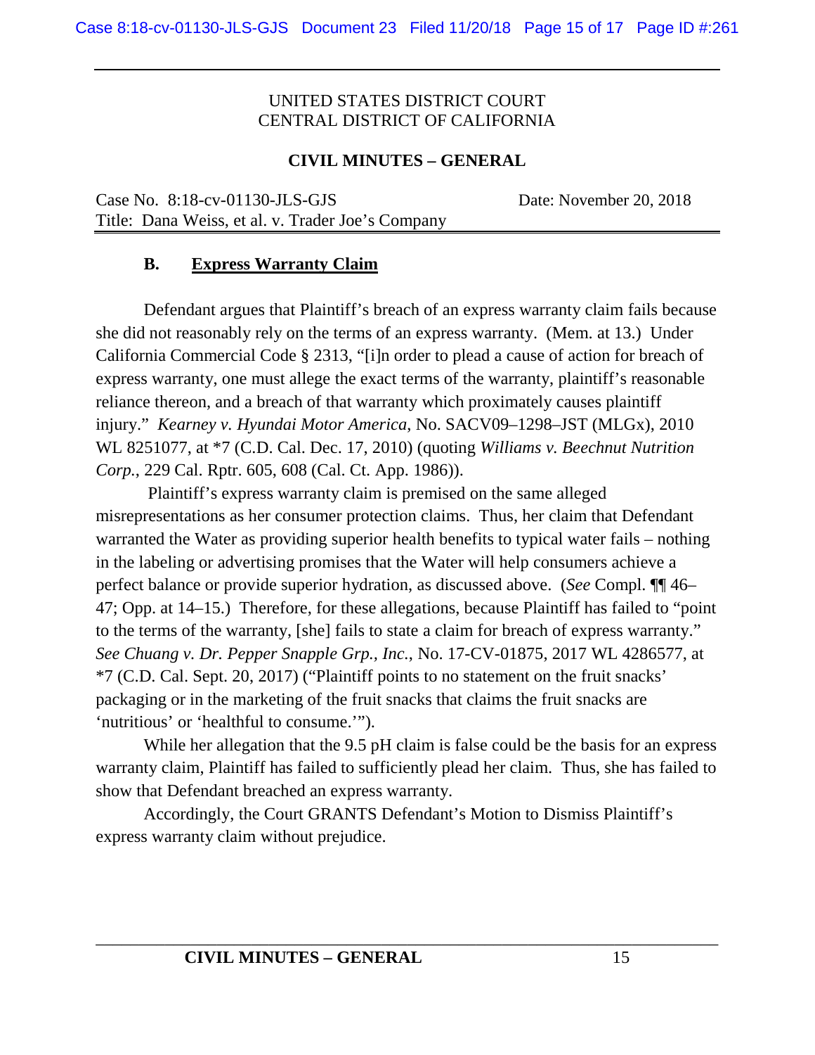UNITED STATES DISTRICT COURT
CENTRAL DISTRICT OF CALIFORNIA

**CIVIL MINUTES – GENERAL**

Case No. 8:18-cv-01130-JLS-GJS Date: November 20, 2018
Title: Dana Weiss, et al. v. Trader Joe's Company

### B. Express Warranty Claim

Defendant argues that Plaintiff's breach of an express warranty claim fails because she did not reasonably rely on the terms of an express warranty. (Mem. at 13.) Under California Commercial Code § 2313, "[i]n order to plead a cause of action for breach of express warranty, one must allege the exact terms of the warranty, plaintiff's reasonable reliance thereon, and a breach of that warranty which proximately causes plaintiff injury." *Kearney v. Hyundai Motor America*, No. SACV09–1298–JST (MLGx), 2010 WL 8251077, at *7 (C.D. Cal. Dec. 17, 2010) (quoting *Williams v. Beechnut Nutrition Corp.*, 229 Cal. Rptr. 605, 608 (Cal. Ct. App. 1986)).

Plaintiff's express warranty claim is premised on the same alleged misrepresentations as her consumer protection claims. Thus, her claim that Defendant warranted the Water as providing superior health benefits to typical water fails – nothing in the labeling or advertising promises that the Water will help consumers achieve a perfect balance or provide superior hydration, as discussed above. (*See* Compl. ¶¶ 46–47; Opp. at 14–15.) Therefore, for these allegations, because Plaintiff has failed to "point to the terms of the warranty, [she] fails to state a claim for breach of express warranty." *See Chuang v. Dr. Pepper Snapple Grp., Inc.*, No. 17-CV-01875, 2017 WL 4286577, at *7 (C.D. Cal. Sept. 20, 2017) ("Plaintiff points to no statement on the fruit snacks' packaging or in the marketing of the fruit snacks that claims the fruit snacks are 'nutritious' or 'healthful to consume.'").

While her allegation that the 9.5 pH claim is false could be the basis for an express warranty claim, Plaintiff has failed to sufficiently plead her claim. Thus, she has failed to show that Defendant breached an express warranty.

Accordingly, the Court GRANTS Defendant's Motion to Dismiss Plaintiff's express warranty claim without prejudice.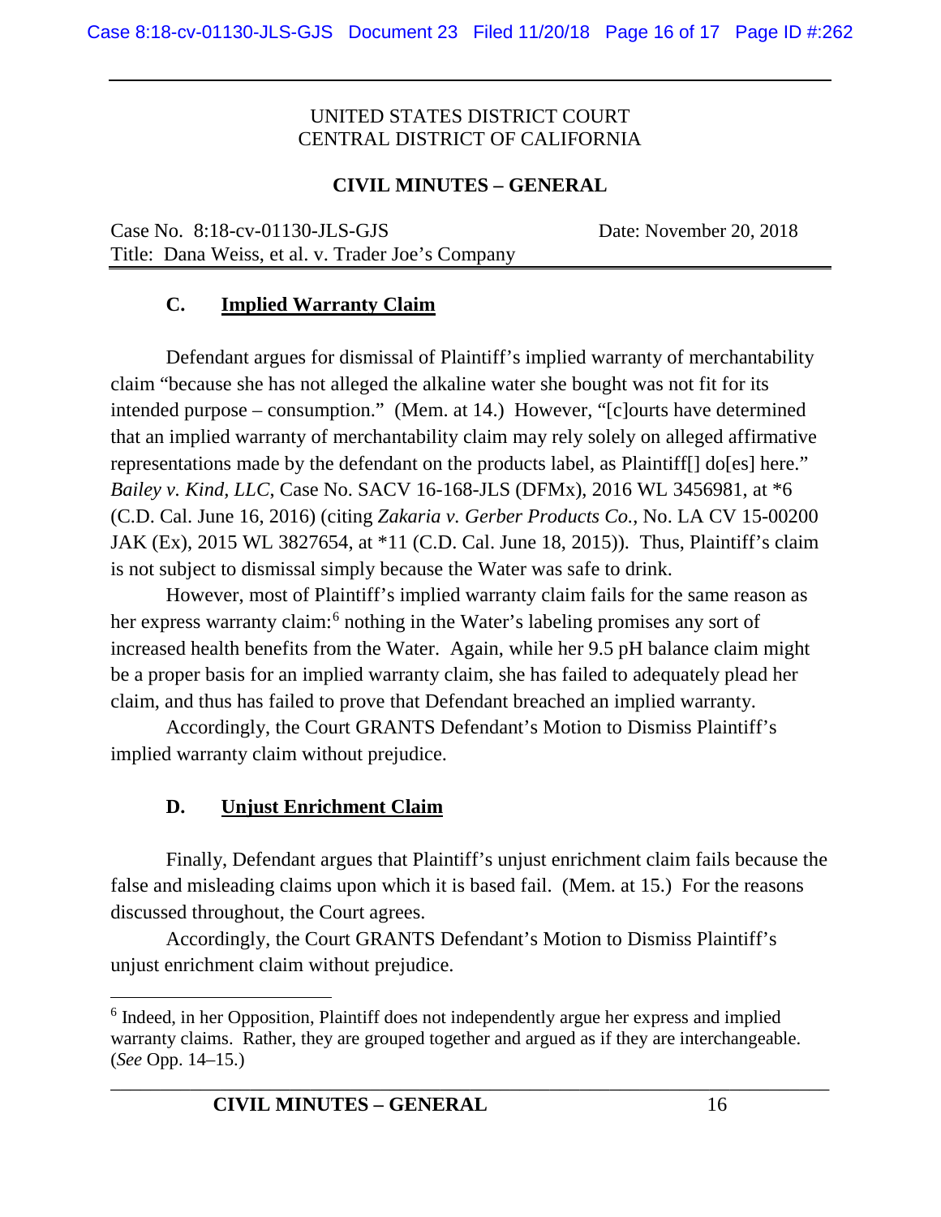### C. Implied Warranty Claim

Defendant argues for dismissal of Plaintiff's implied warranty of merchantability claim "because she has not alleged the alkaline water she bought was not fit for its intended purpose – consumption." (Mem. at 14.) However, "[c]ourts have determined that an implied warranty of merchantability claim may rely solely on alleged affirmative representations made by the defendant on the products label, as Plaintiff[] do[es] here." *Bailey v. Kind, LLC*, Case No. SACV 16-168-JLS (DFMx), 2016 WL 3456981, at *6 (C.D. Cal. June 16, 2016) (citing *Zakaria v. Gerber Products Co.*, No. LA CV 15-00200 JAK (Ex), 2015 WL 3827654, at *11 (C.D. Cal. June 18, 2015)). Thus, Plaintiff's claim is not subject to dismissal simply because the Water was safe to drink.

However, most of Plaintiff's implied warranty claim fails for the same reason as her express warranty claim:[6] nothing in the Water's labeling promises any sort of increased health benefits from the Water. Again, while her 9.5 pH balance claim might be a proper basis for an implied warranty claim, she has failed to adequately plead her claim, and thus has failed to prove that Defendant breached an implied warranty.

Accordingly, the Court GRANTS Defendant's Motion to Dismiss Plaintiff's implied warranty claim without prejudice.

### D. Unjust Enrichment Claim

Finally, Defendant argues that Plaintiff's unjust enrichment claim fails because the false and misleading claims upon which it is based fail. (Mem. at 15.) For the reasons discussed throughout, the Court agrees.

Accordingly, the Court GRANTS Defendant's Motion to Dismiss Plaintiff's unjust enrichment claim without prejudice.

---

[6] Indeed, in her Opposition, Plaintiff does not independently argue her express and implied warranty claims. Rather, they are grouped together and argued as if they are interchangeable. (*See* Opp. 14–15.)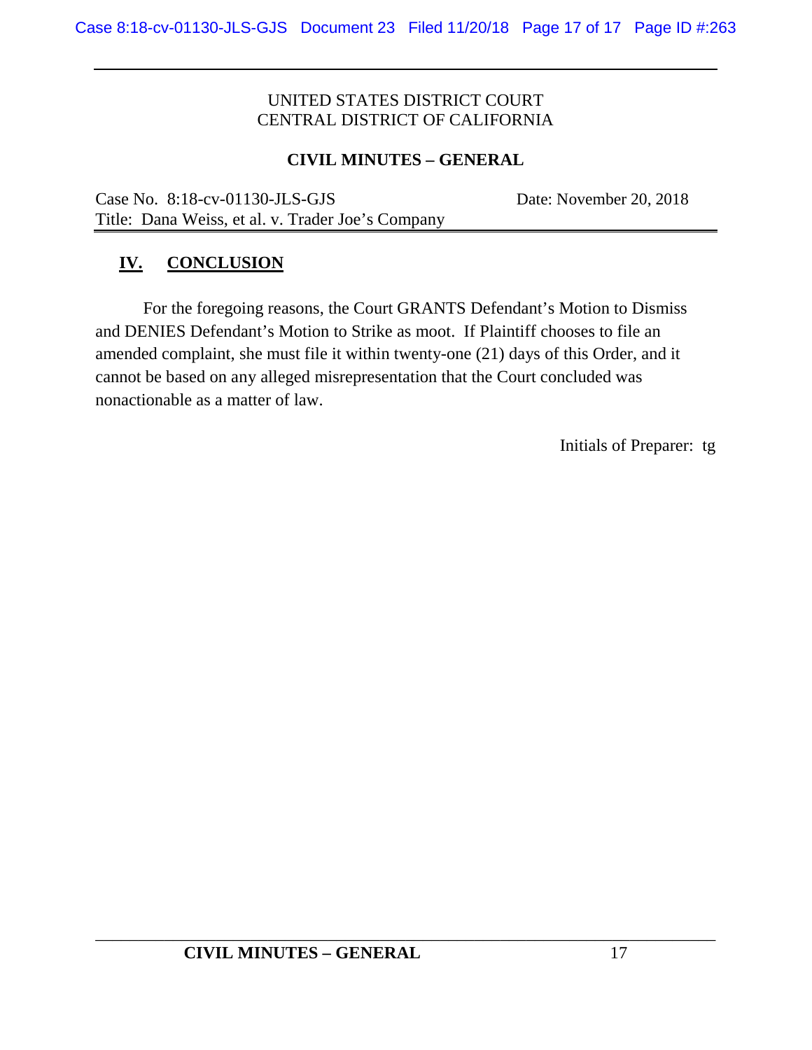UNITED STATES DISTRICT COURT
CENTRAL DISTRICT OF CALIFORNIA

**CIVIL MINUTES – GENERAL**

Case No. 8:18-cv-01130-JLS-GJS Date: November 20, 2018
Title: Dana Weiss, et al. v. Trader Joe's Company

## IV. CONCLUSION

For the foregoing reasons, the Court GRANTS Defendant's Motion to Dismiss and DENIES Defendant's Motion to Strike as moot. If Plaintiff chooses to file an amended complaint, she must file it within twenty-one (21) days of this Order, and it cannot be based on any alleged misrepresentation that the Court concluded was nonactionable as a matter of law.

Initials of Preparer: tg